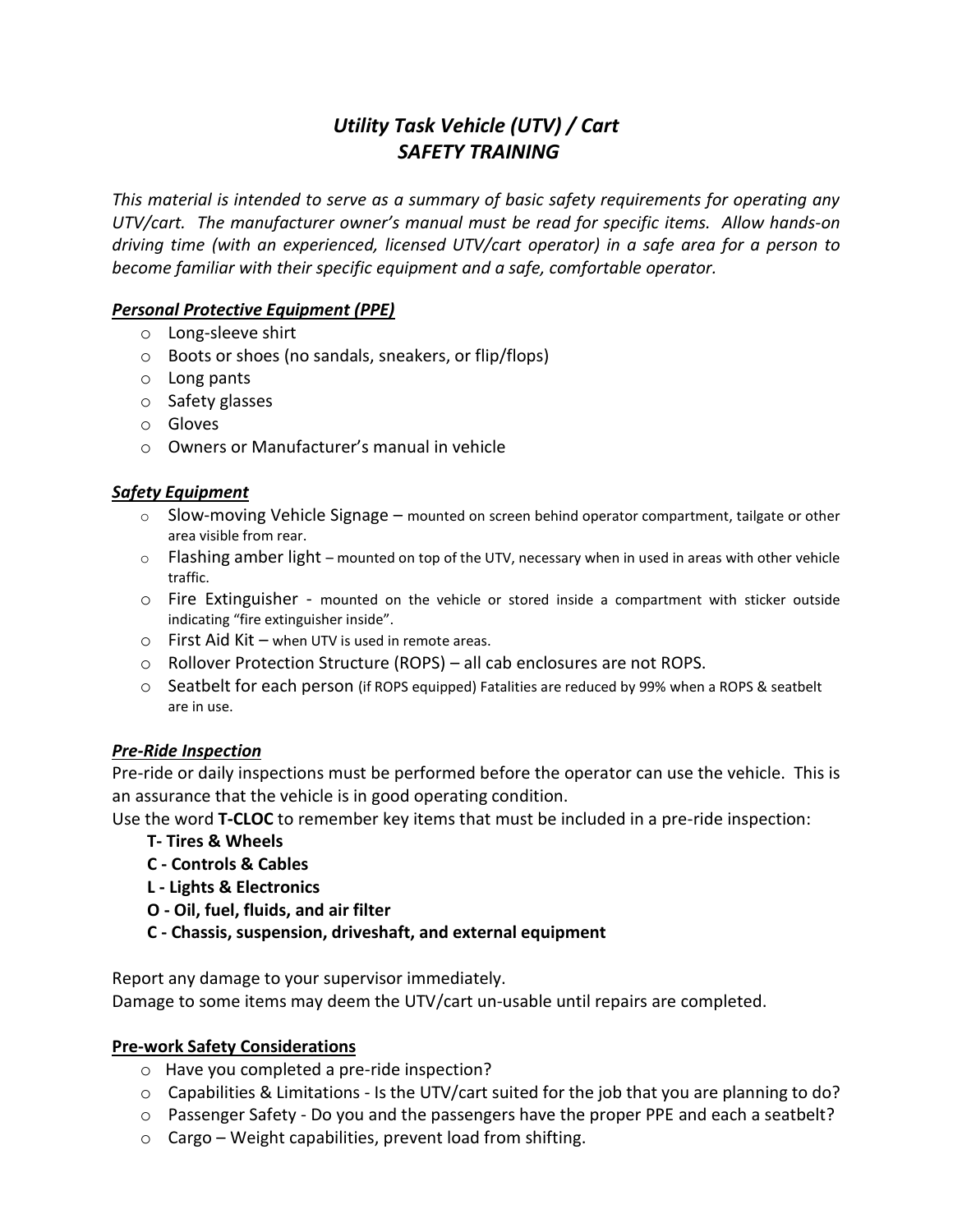# *Utility Task Vehicle (UTV) / Cart*
# *SAFETY TRAINING*

*This material is intended to serve as a summary of basic safety requirements for operating any UTV/cart. The manufacturer owner's manual must be read for specific items. Allow hands-on driving time (with an experienced, licensed UTV/cart operator) in a safe area for a person to become familiar with their specific equipment and a safe, comfortable operator.*

## ***Personal Protective Equipment (PPE)***

- Long-sleeve shirt
- Boots or shoes (no sandals, sneakers, or flip/flops)
- Long pants
- Safety glasses
- Gloves
- Owners or Manufacturer's manual in vehicle

## ***Safety Equipment***

- Slow-moving Vehicle Signage – mounted on screen behind operator compartment, tailgate or other area visible from rear.
- Flashing amber light – mounted on top of the UTV, necessary when in used in areas with other vehicle traffic.
- Fire Extinguisher - mounted on the vehicle or stored inside a compartment with sticker outside indicating "fire extinguisher inside".
- First Aid Kit – when UTV is used in remote areas.
- Rollover Protection Structure (ROPS) – all cab enclosures are not ROPS.
- Seatbelt for each person (if ROPS equipped) Fatalities are reduced by 99% when a ROPS & seatbelt are in use.

## ***Pre-Ride Inspection***

Pre-ride or daily inspections must be performed before the operator can use the vehicle. This is an assurance that the vehicle is in good operating condition.
Use the word **T-CLOC** to remember key items that must be included in a pre-ride inspection:

**T- Tires & Wheels**
**C - Controls & Cables**
**L - Lights & Electronics**
**O - Oil, fuel, fluids, and air filter**
**C - Chassis, suspension, driveshaft, and external equipment**

Report any damage to your supervisor immediately.
Damage to some items may deem the UTV/cart un-usable until repairs are completed.

## **Pre-work Safety Considerations**

- Have you completed a pre-ride inspection?
- Capabilities & Limitations - Is the UTV/cart suited for the job that you are planning to do?
- Passenger Safety - Do you and the passengers have the proper PPE and each a seatbelt?
- Cargo – Weight capabilities, prevent load from shifting.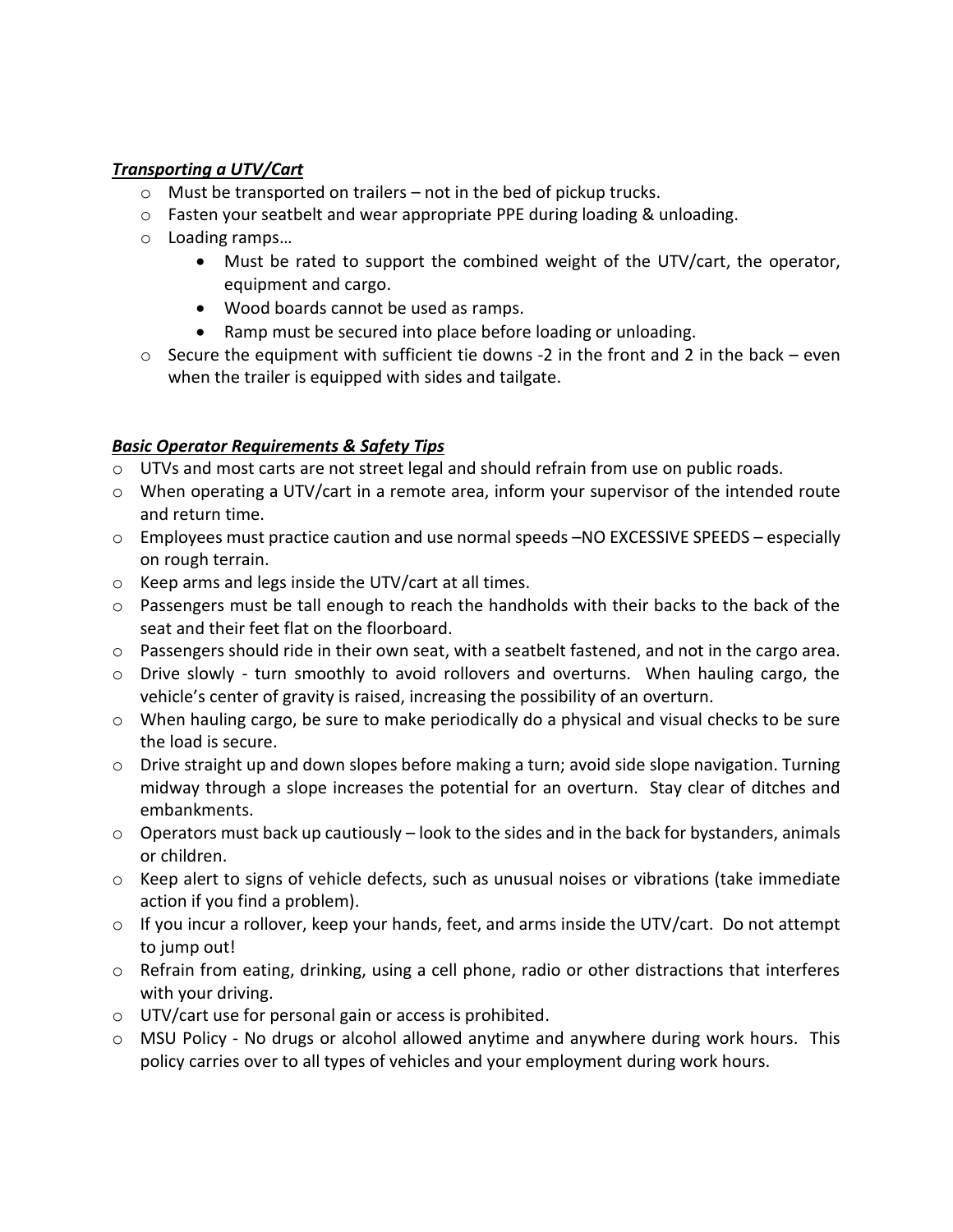***Transporting a UTV/Cart***

- Must be transported on trailers – not in the bed of pickup trucks.
- Fasten your seatbelt and wear appropriate PPE during loading & unloading.
- Loading ramps…
  - Must be rated to support the combined weight of the UTV/cart, the operator, equipment and cargo.
  - Wood boards cannot be used as ramps.
  - Ramp must be secured into place before loading or unloading.
- Secure the equipment with sufficient tie downs -2 in the front and 2 in the back – even when the trailer is equipped with sides and tailgate.

***Basic Operator Requirements & Safety Tips***

- UTVs and most carts are not street legal and should refrain from use on public roads.
- When operating a UTV/cart in a remote area, inform your supervisor of the intended route and return time.
- Employees must practice caution and use normal speeds –NO EXCESSIVE SPEEDS – especially on rough terrain.
- Keep arms and legs inside the UTV/cart at all times.
- Passengers must be tall enough to reach the handholds with their backs to the back of the seat and their feet flat on the floorboard.
- Passengers should ride in their own seat, with a seatbelt fastened, and not in the cargo area.
- Drive slowly - turn smoothly to avoid rollovers and overturns. When hauling cargo, the vehicle's center of gravity is raised, increasing the possibility of an overturn.
- When hauling cargo, be sure to make periodically do a physical and visual checks to be sure the load is secure.
- Drive straight up and down slopes before making a turn; avoid side slope navigation. Turning midway through a slope increases the potential for an overturn. Stay clear of ditches and embankments.
- Operators must back up cautiously – look to the sides and in the back for bystanders, animals or children.
- Keep alert to signs of vehicle defects, such as unusual noises or vibrations (take immediate action if you find a problem).
- If you incur a rollover, keep your hands, feet, and arms inside the UTV/cart. Do not attempt to jump out!
- Refrain from eating, drinking, using a cell phone, radio or other distractions that interferes with your driving.
- UTV/cart use for personal gain or access is prohibited.
- MSU Policy - No drugs or alcohol allowed anytime and anywhere during work hours. This policy carries over to all types of vehicles and your employment during work hours.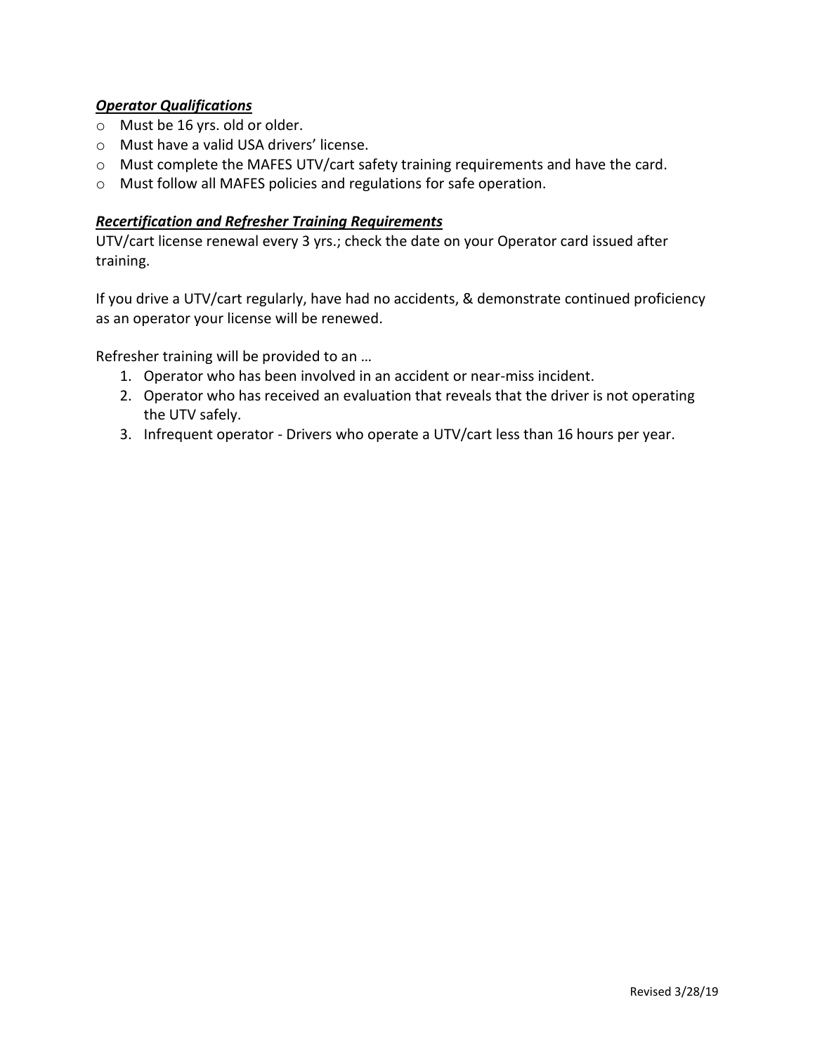***Operator Qualifications***

- Must be 16 yrs. old or older.
- Must have a valid USA drivers' license.
- Must complete the MAFES UTV/cart safety training requirements and have the card.
- Must follow all MAFES policies and regulations for safe operation.

***Recertification and Refresher Training Requirements***

UTV/cart license renewal every 3 yrs.; check the date on your Operator card issued after training.

If you drive a UTV/cart regularly, have had no accidents, & demonstrate continued proficiency as an operator your license will be renewed.

Refresher training will be provided to an …

1. Operator who has been involved in an accident or near-miss incident.
2. Operator who has received an evaluation that reveals that the driver is not operating the UTV safely.
3. Infrequent operator - Drivers who operate a UTV/cart less than 16 hours per year.

Revised 3/28/19